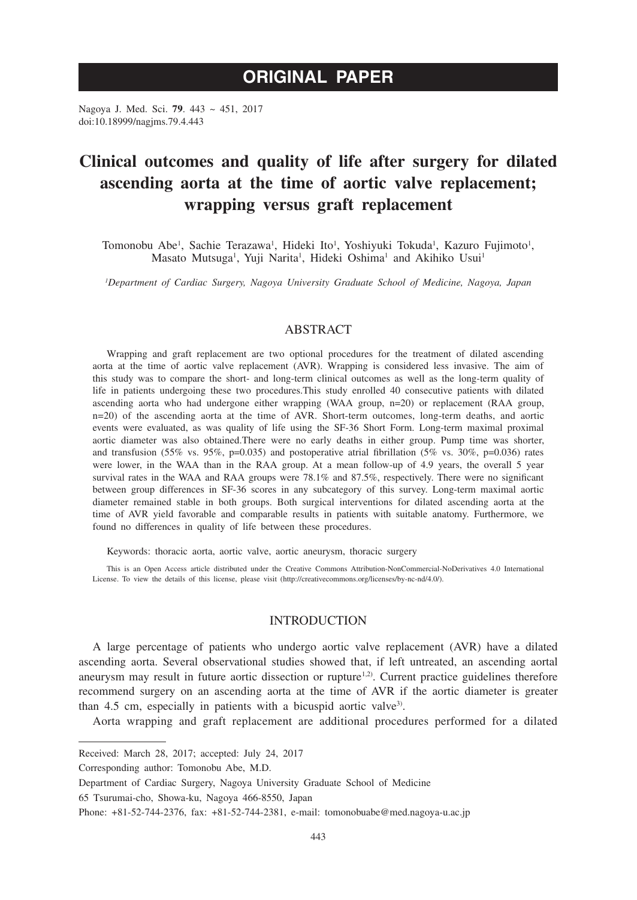# ORIGINAL PAPER

Nagoya J. Med. Sci. **79**. 443 ~ 451, 2017
doi:10.18999/nagjms.79.4.443

# Clinical outcomes and quality of life after surgery for dilated ascending aorta at the time of aortic valve replacement; wrapping versus graft replacement

Tomonobu Abe[1], Sachie Terazawa[1], Hideki Ito[1], Yoshiyuki Tokuda[1], Kazuro Fujimoto[1], Masato Mutsuga[1], Yuji Narita[1], Hideki Oshima[1] and Akihiko Usui[1]

[1]*Department of Cardiac Surgery, Nagoya University Graduate School of Medicine, Nagoya, Japan*

## ABSTRACT

Wrapping and graft replacement are two optional procedures for the treatment of dilated ascending aorta at the time of aortic valve replacement (AVR). Wrapping is considered less invasive. The aim of this study was to compare the short- and long-term clinical outcomes as well as the long-term quality of life in patients undergoing these two procedures.This study enrolled 40 consecutive patients with dilated ascending aorta who had undergone either wrapping (WAA group, n=20) or replacement (RAA group, n=20) of the ascending aorta at the time of AVR. Short-term outcomes, long-term deaths, and aortic events were evaluated, as was quality of life using the SF-36 Short Form. Long-term maximal proximal aortic diameter was also obtained.There were no early deaths in either group. Pump time was shorter, and transfusion (55% vs. 95%, p=0.035) and postoperative atrial fibrillation (5% vs. 30%, p=0.036) rates were lower, in the WAA than in the RAA group. At a mean follow-up of 4.9 years, the overall 5 year survival rates in the WAA and RAA groups were 78.1% and 87.5%, respectively. There were no significant between group differences in SF-36 scores in any subcategory of this survey. Long-term maximal aortic diameter remained stable in both groups. Both surgical interventions for dilated ascending aorta at the time of AVR yield favorable and comparable results in patients with suitable anatomy. Furthermore, we found no differences in quality of life between these procedures.

Keywords: thoracic aorta, aortic valve, aortic aneurysm, thoracic surgery

This is an Open Access article distributed under the Creative Commons Attribution-NonCommercial-NoDerivatives 4.0 International License. To view the details of this license, please visit (http://creativecommons.org/licenses/by-nc-nd/4.0/).

## INTRODUCTION

A large percentage of patients who undergo aortic valve replacement (AVR) have a dilated ascending aorta. Several observational studies showed that, if left untreated, an ascending aortal aneurysm may result in future aortic dissection or rupture[1,2]. Current practice guidelines therefore recommend surgery on an ascending aorta at the time of AVR if the aortic diameter is greater than 4.5 cm, especially in patients with a bicuspid aortic valve[3].

Aorta wrapping and graft replacement are additional procedures performed for a dilated

---

Received: March 28, 2017; accepted: July 24, 2017

Corresponding author: Tomonobu Abe, M.D.

Department of Cardiac Surgery, Nagoya University Graduate School of Medicine

65 Tsurumai-cho, Showa-ku, Nagoya 466-8550, Japan

Phone: +81-52-744-2376, fax: +81-52-744-2381, e-mail: tomonobuabe@med.nagoya-u.ac.jp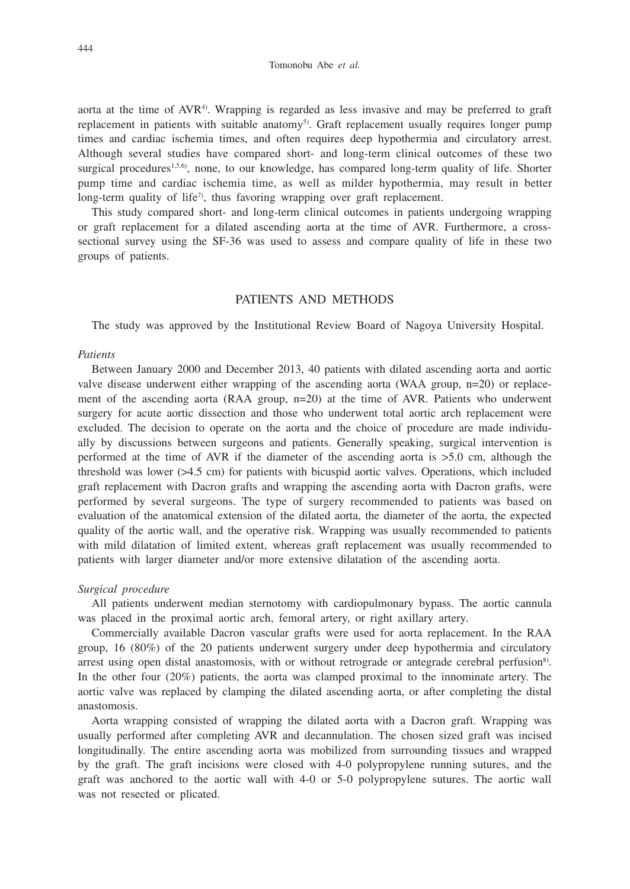aorta at the time of AVR[4]. Wrapping is regarded as less invasive and may be preferred to graft replacement in patients with suitable anatomy[5]. Graft replacement usually requires longer pump times and cardiac ischemia times, and often requires deep hypothermia and circulatory arrest. Although several studies have compared short- and long-term clinical outcomes of these two surgical procedures[1,5,6], none, to our knowledge, has compared long-term quality of life. Shorter pump time and cardiac ischemia time, as well as milder hypothermia, may result in better long-term quality of life[7], thus favoring wrapping over graft replacement.

This study compared short- and long-term clinical outcomes in patients undergoing wrapping or graft replacement for a dilated ascending aorta at the time of AVR. Furthermore, a cross-sectional survey using the SF-36 was used to assess and compare quality of life in these two groups of patients.

## PATIENTS AND METHODS

The study was approved by the Institutional Review Board of Nagoya University Hospital.

### *Patients*

Between January 2000 and December 2013, 40 patients with dilated ascending aorta and aortic valve disease underwent either wrapping of the ascending aorta (WAA group, n=20) or replacement of the ascending aorta (RAA group, n=20) at the time of AVR. Patients who underwent surgery for acute aortic dissection and those who underwent total aortic arch replacement were excluded. The decision to operate on the aorta and the choice of procedure are made individually by discussions between surgeons and patients. Generally speaking, surgical intervention is performed at the time of AVR if the diameter of the ascending aorta is >5.0 cm, although the threshold was lower (>4.5 cm) for patients with bicuspid aortic valves. Operations, which included graft replacement with Dacron grafts and wrapping the ascending aorta with Dacron grafts, were performed by several surgeons. The type of surgery recommended to patients was based on evaluation of the anatomical extension of the dilated aorta, the diameter of the aorta, the expected quality of the aortic wall, and the operative risk. Wrapping was usually recommended to patients with mild dilatation of limited extent, whereas graft replacement was usually recommended to patients with larger diameter and/or more extensive dilatation of the ascending aorta.

### *Surgical procedure*

All patients underwent median sternotomy with cardiopulmonary bypass. The aortic cannula was placed in the proximal aortic arch, femoral artery, or right axillary artery.

Commercially available Dacron vascular grafts were used for aorta replacement. In the RAA group, 16 (80%) of the 20 patients underwent surgery under deep hypothermia and circulatory arrest using open distal anastomosis, with or without retrograde or antegrade cerebral perfusion[8]. In the other four (20%) patients, the aorta was clamped proximal to the innominate artery. The aortic valve was replaced by clamping the dilated ascending aorta, or after completing the distal anastomosis.

Aorta wrapping consisted of wrapping the dilated aorta with a Dacron graft. Wrapping was usually performed after completing AVR and decannulation. The chosen sized graft was incised longitudinally. The entire ascending aorta was mobilized from surrounding tissues and wrapped by the graft. The graft incisions were closed with 4-0 polypropylene running sutures, and the graft was anchored to the aortic wall with 4-0 or 5-0 polypropylene sutures. The aortic wall was not resected or plicated.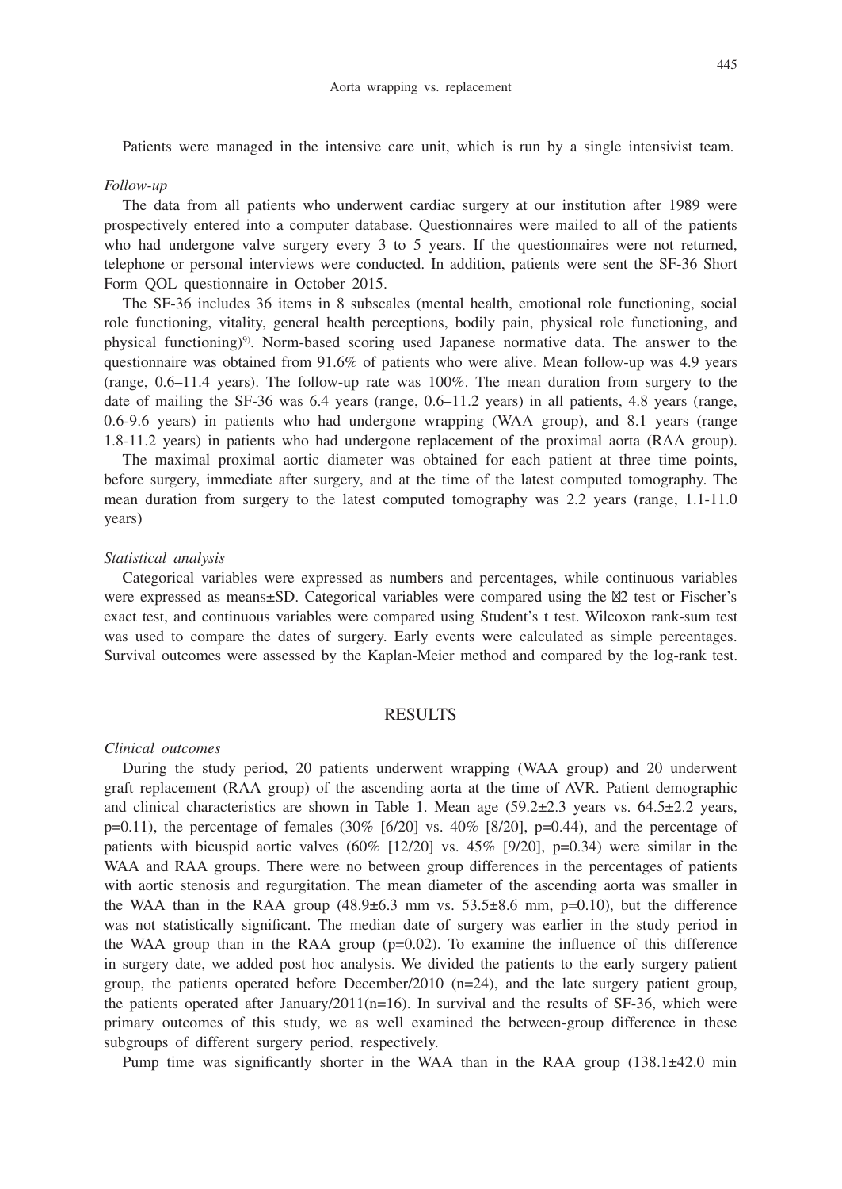Patients were managed in the intensive care unit, which is run by a single intensivist team.

*Follow-up*

The data from all patients who underwent cardiac surgery at our institution after 1989 were prospectively entered into a computer database. Questionnaires were mailed to all of the patients who had undergone valve surgery every 3 to 5 years. If the questionnaires were not returned, telephone or personal interviews were conducted. In addition, patients were sent the SF-36 Short Form QOL questionnaire in October 2015.

The SF-36 includes 36 items in 8 subscales (mental health, emotional role functioning, social role functioning, vitality, general health perceptions, bodily pain, physical role functioning, and physical functioning)[9]. Norm-based scoring used Japanese normative data. The answer to the questionnaire was obtained from 91.6% of patients who were alive. Mean follow-up was 4.9 years (range, 0.6–11.4 years). The follow-up rate was 100%. The mean duration from surgery to the date of mailing the SF-36 was 6.4 years (range, 0.6–11.2 years) in all patients, 4.8 years (range, 0.6-9.6 years) in patients who had undergone wrapping (WAA group), and 8.1 years (range 1.8-11.2 years) in patients who had undergone replacement of the proximal aorta (RAA group).

The maximal proximal aortic diameter was obtained for each patient at three time points, before surgery, immediate after surgery, and at the time of the latest computed tomography. The mean duration from surgery to the latest computed tomography was 2.2 years (range, 1.1-11.0 years)

*Statistical analysis*

Categorical variables were expressed as numbers and percentages, while continuous variables were expressed as means±SD. Categorical variables were compared using the $\chi^2$ test or Fischer's exact test, and continuous variables were compared using Student's t test. Wilcoxon rank-sum test was used to compare the dates of surgery. Early events were calculated as simple percentages. Survival outcomes were assessed by the Kaplan-Meier method and compared by the log-rank test.

## RESULTS

*Clinical outcomes*

During the study period, 20 patients underwent wrapping (WAA group) and 20 underwent graft replacement (RAA group) of the ascending aorta at the time of AVR. Patient demographic and clinical characteristics are shown in Table 1. Mean age (59.2±2.3 years vs. 64.5±2.2 years, p=0.11), the percentage of females (30% [6/20] vs. 40% [8/20], p=0.44), and the percentage of patients with bicuspid aortic valves (60% [12/20] vs. 45% [9/20], p=0.34) were similar in the WAA and RAA groups. There were no between group differences in the percentages of patients with aortic stenosis and regurgitation. The mean diameter of the ascending aorta was smaller in the WAA than in the RAA group (48.9±6.3 mm vs. 53.5±8.6 mm, p=0.10), but the difference was not statistically significant. The median date of surgery was earlier in the study period in the WAA group than in the RAA group (p=0.02). To examine the influence of this difference in surgery date, we added post hoc analysis. We divided the patients to the early surgery patient group, the patients operated before December/2010 (n=24), and the late surgery patient group, the patients operated after January/2011(n=16). In survival and the results of SF-36, which were primary outcomes of this study, we as well examined the between-group difference in these subgroups of different surgery period, respectively.

Pump time was significantly shorter in the WAA than in the RAA group (138.1±42.0 min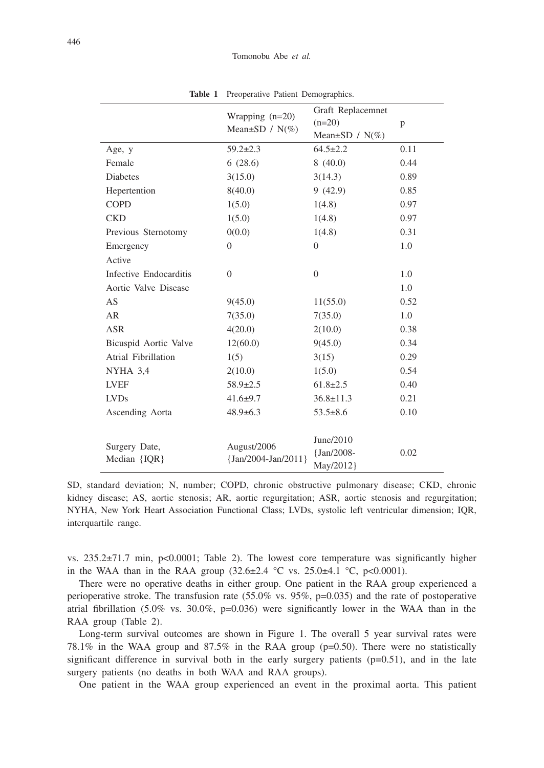**Table 1** Preoperative Patient Demographics.

| | Wrapping (n=20) Mean±SD / N(%) | Graft Replacemnet (n=20) Mean±SD / N(%) | p |
|---|---|---|---|
| Age, y | 59.2±2.3 | 64.5±2.2 | 0.11 |
| Female | 6 (28.6) | 8 (40.0) | 0.44 |
| Diabetes | 3(15.0) | 3(14.3) | 0.89 |
| Hepertention | 8(40.0) | 9 (42.9) | 0.85 |
| COPD | 1(5.0) | 1(4.8) | 0.97 |
| CKD | 1(5.0) | 1(4.8) | 0.97 |
| Previous Sternotomy | 0(0.0) | 1(4.8) | 0.31 |
| Emergency | 0 | 0 | 1.0 |
| Active Infective Endocarditis | 0 | 0 | 1.0 |
| Aortic Valve Disease | | | 1.0 |
| AS | 9(45.0) | 11(55.0) | 0.52 |
| AR | 7(35.0) | 7(35.0) | 1.0 |
| ASR | 4(20.0) | 2(10.0) | 0.38 |
| Bicuspid Aortic Valve | 12(60.0) | 9(45.0) | 0.34 |
| Atrial Fibrillation | 1(5) | 3(15) | 0.29 |
| NYHA 3,4 | 2(10.0) | 1(5.0) | 0.54 |
| LVEF | 58.9±2.5 | 61.8±2.5 | 0.40 |
| LVDs | 41.6±9.7 | 36.8±11.3 | 0.21 |
| Ascending Aorta | 48.9±6.3 | 53.5±8.6 | 0.10 |
| Surgery Date, Median {IQR} | August/2006 {Jan/2004-Jan/2011} | June/2010 {Jan/2008-May/2012} | 0.02 |

SD, standard deviation; N, number; COPD, chronic obstructive pulmonary disease; CKD, chronic kidney disease; AS, aortic stenosis; AR, aortic regurgitation; ASR, aortic stenosis and regurgitation; NYHA, New York Heart Association Functional Class; LVDs, systolic left ventricular dimension; IQR, interquartile range.

vs. 235.2±71.7 min, p<0.0001; Table 2). The lowest core temperature was significantly higher in the WAA than in the RAA group (32.6±2.4 °C vs. 25.0±4.1 °C, p<0.0001).

There were no operative deaths in either group. One patient in the RAA group experienced a perioperative stroke. The transfusion rate (55.0% vs. 95%, p=0.035) and the rate of postoperative atrial fibrillation (5.0% vs. 30.0%, p=0.036) were significantly lower in the WAA than in the RAA group (Table 2).

Long-term survival outcomes are shown in Figure 1. The overall 5 year survival rates were 78.1% in the WAA group and 87.5% in the RAA group (p=0.50). There were no statistically significant difference in survival both in the early surgery patients (p=0.51), and in the late surgery patients (no deaths in both WAA and RAA groups).

One patient in the WAA group experienced an event in the proximal aorta. This patient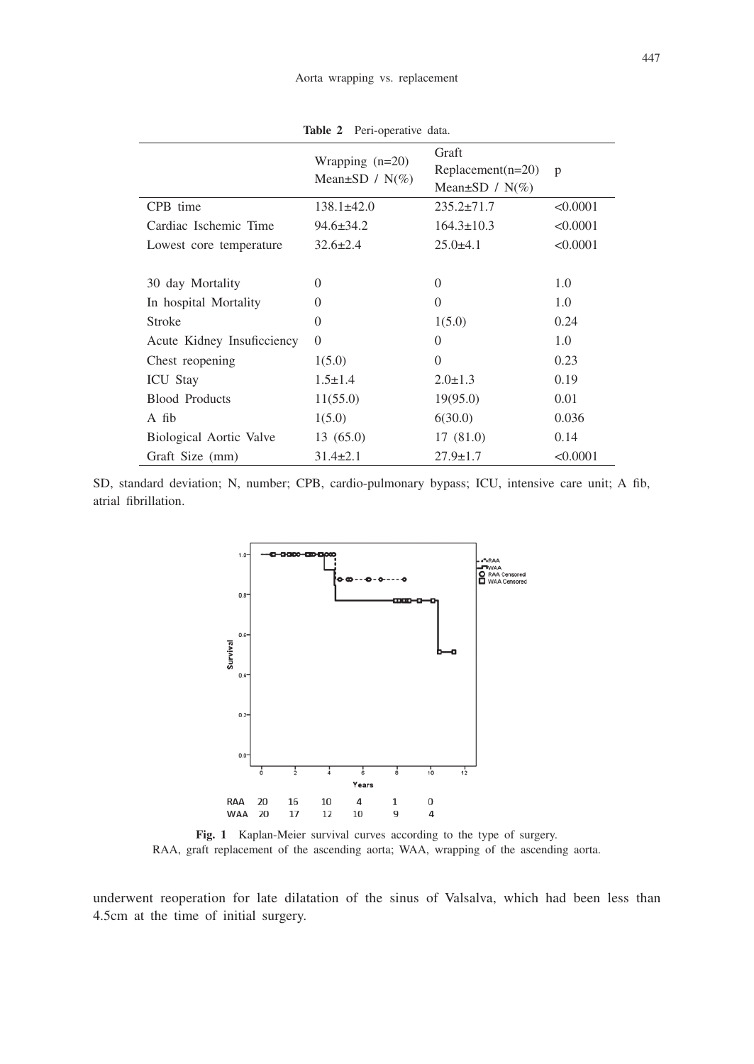**Table 2** Peri-operative data.

| | Wrapping (n=20) Mean±SD / N(%) | Graft Replacement(n=20) Mean±SD / N(%) | p |
|---|---|---|---|
| CPB time | 138.1±42.0 | 235.2±71.7 | <0.0001 |
| Cardiac Ischemic Time | 94.6±34.2 | 164.3±10.3 | <0.0001 |
| Lowest core temperature | 32.6±2.4 | 25.0±4.1 | <0.0001 |
| 30 day Mortality | 0 | 0 | 1.0 |
| In hospital Mortality | 0 | 0 | 1.0 |
| Stroke | 0 | 1(5.0) | 0.24 |
| Acute Kidney Insuficciency | 0 | 0 | 1.0 |
| Chest reopening | 1(5.0) | 0 | 0.23 |
| ICU Stay | 1.5±1.4 | 2.0±1.3 | 0.19 |
| Blood Products | 11(55.0) | 19(95.0) | 0.01 |
| A fib | 1(5.0) | 6(30.0) | 0.036 |
| Biological Aortic Valve | 13 (65.0) | 17 (81.0) | 0.14 |
| Graft Size (mm) | 31.4±2.1 | 27.9±1.7 | <0.0001 |

SD, standard deviation; N, number; CPB, cardio-pulmonary bypass; ICU, intensive care unit; A fib, atrial fibrillation.

| | 0 | 2 | 4 | 6 | 8 | 10 |
|---|---|---|---|---|---|---|
| RAA | 20 | 16 | 10 | 4 | 1 | 0 |
| WAA | 20 | 17 | 12 | 10 | 9 | 4 |

**Fig. 1** Kaplan-Meier survival curves according to the type of surgery.
RAA, graft replacement of the ascending aorta; WAA, wrapping of the ascending aorta.

underwent reoperation for late dilatation of the sinus of Valsalva, which had been less than 4.5cm at the time of initial surgery.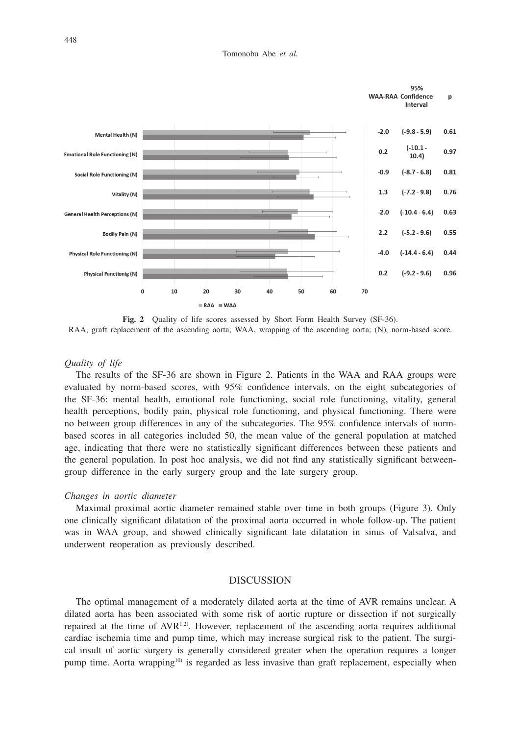| | WAA-RAA | 95% Confidence Interval | p |
|---|---|---|---|
| Mental Health (N) | -2.0 | (-9.8 - 5.9) | 0.61 |
| Emotional Role Functioning (N) | 0.2 | (-10.1 - 10.4) | 0.97 |
| Social Role Functioning (N) | -0.9 | (-8.7 - 6.8) | 0.81 |
| Vitality (N) | 1.3 | (-7.2 - 9.8) | 0.76 |
| General Health Perceptions (N) | -2.0 | (-10.4 - 6.4) | 0.63 |
| Bodily Pain (N) | 2.2 | (-5.2 - 9.6) | 0.55 |
| Physical Role Functioning (N) | -4.0 | (-14.4 - 6.4) | 0.44 |
| Physical Functionig (N) | 0.2 | (-9.2 - 9.6) | 0.96 |

**Fig. 2** Quality of life scores assessed by Short Form Health Survey (SF-36).
RAA, graft replacement of the ascending aorta; WAA, wrapping of the ascending aorta; (N), norm-based score.

### *Quality of life*

The results of the SF-36 are shown in Figure 2. Patients in the WAA and RAA groups were evaluated by norm-based scores, with 95% confidence intervals, on the eight subcategories of the SF-36: mental health, emotional role functioning, social role functioning, vitality, general health perceptions, bodily pain, physical role functioning, and physical functioning. There were no between group differences in any of the subcategories. The 95% confidence intervals of norm-based scores in all categories included 50, the mean value of the general population at matched age, indicating that there were no statistically significant differences between these patients and the general population. In post hoc analysis, we did not find any statistically significant between-group difference in the early surgery group and the late surgery group.

### *Changes in aortic diameter*

Maximal proximal aortic diameter remained stable over time in both groups (Figure 3). Only one clinically significant dilatation of the proximal aorta occurred in whole follow-up. The patient was in WAA group, and showed clinically significant late dilatation in sinus of Valsalva, and underwent reoperation as previously described.

## DISCUSSION

The optimal management of a moderately dilated aorta at the time of AVR remains unclear. A dilated aorta has been associated with some risk of aortic rupture or dissection if not surgically repaired at the time of AVR[1,2]. However, replacement of the ascending aorta requires additional cardiac ischemia time and pump time, which may increase surgical risk to the patient. The surgical insult of aortic surgery is generally considered greater when the operation requires a longer pump time. Aorta wrapping[10] is regarded as less invasive than graft replacement, especially when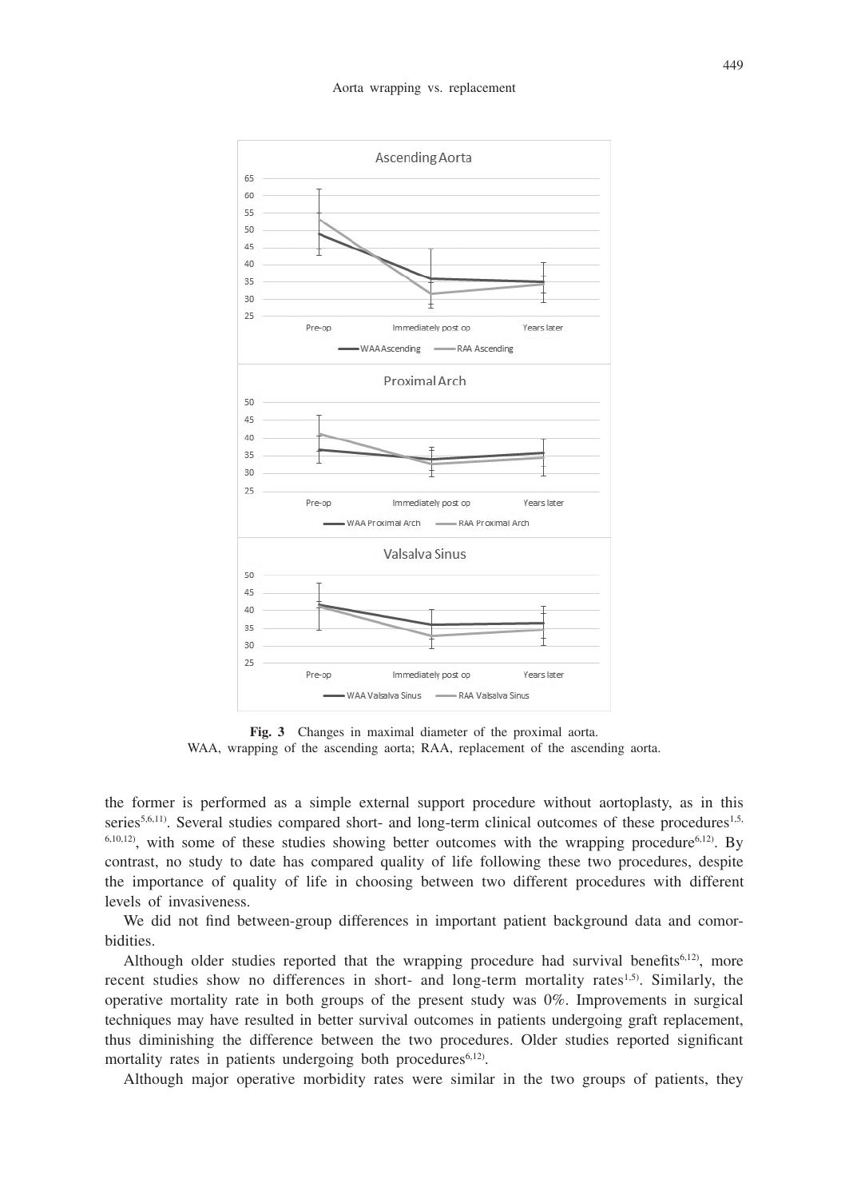**Fig. 3** Changes in maximal diameter of the proximal aorta.
WAA, wrapping of the ascending aorta; RAA, replacement of the ascending aorta.

the former is performed as a simple external support procedure without aortoplasty, as in this series[5,6,11]. Several studies compared short- and long-term clinical outcomes of these procedures[1,5,6,10,12], with some of these studies showing better outcomes with the wrapping procedure[6,12]. By contrast, no study to date has compared quality of life following these two procedures, despite the importance of quality of life in choosing between two different procedures with different levels of invasiveness.

We did not find between-group differences in important patient background data and comorbidities.

Although older studies reported that the wrapping procedure had survival benefits[6,12], more recent studies show no differences in short- and long-term mortality rates[1,5]. Similarly, the operative mortality rate in both groups of the present study was 0%. Improvements in surgical techniques may have resulted in better survival outcomes in patients undergoing graft replacement, thus diminishing the difference between the two procedures. Older studies reported significant mortality rates in patients undergoing both procedures[6,12].

Although major operative morbidity rates were similar in the two groups of patients, they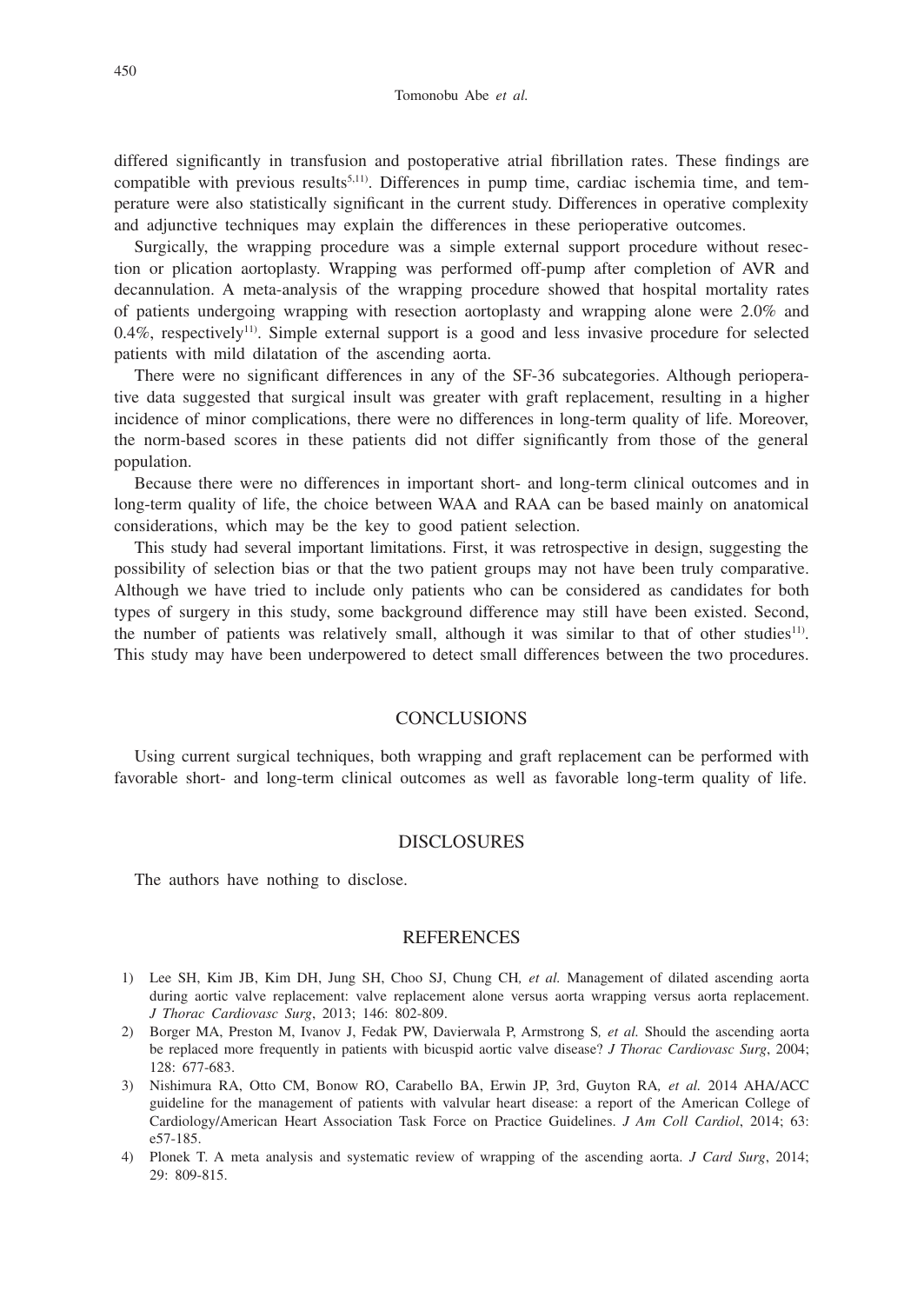differed significantly in transfusion and postoperative atrial fibrillation rates. These findings are compatible with previous results[5,11]. Differences in pump time, cardiac ischemia time, and temperature were also statistically significant in the current study. Differences in operative complexity and adjunctive techniques may explain the differences in these perioperative outcomes.

Surgically, the wrapping procedure was a simple external support procedure without resection or plication aortoplasty. Wrapping was performed off-pump after completion of AVR and decannulation. A meta-analysis of the wrapping procedure showed that hospital mortality rates of patients undergoing wrapping with resection aortoplasty and wrapping alone were 2.0% and 0.4%, respectively[11]. Simple external support is a good and less invasive procedure for selected patients with mild dilatation of the ascending aorta.

There were no significant differences in any of the SF-36 subcategories. Although perioperative data suggested that surgical insult was greater with graft replacement, resulting in a higher incidence of minor complications, there were no differences in long-term quality of life. Moreover, the norm-based scores in these patients did not differ significantly from those of the general population.

Because there were no differences in important short- and long-term clinical outcomes and in long-term quality of life, the choice between WAA and RAA can be based mainly on anatomical considerations, which may be the key to good patient selection.

This study had several important limitations. First, it was retrospective in design, suggesting the possibility of selection bias or that the two patient groups may not have been truly comparative. Although we have tried to include only patients who can be considered as candidates for both types of surgery in this study, some background difference may still have been existed. Second, the number of patients was relatively small, although it was similar to that of other studies[11]. This study may have been underpowered to detect small differences between the two procedures.

## CONCLUSIONS

Using current surgical techniques, both wrapping and graft replacement can be performed with favorable short- and long-term clinical outcomes as well as favorable long-term quality of life.

## DISCLOSURES

The authors have nothing to disclose.

## REFERENCES

1) Lee SH, Kim JB, Kim DH, Jung SH, Choo SJ, Chung CH, *et al.* Management of dilated ascending aorta during aortic valve replacement: valve replacement alone versus aorta wrapping versus aorta replacement. *J Thorac Cardiovasc Surg*, 2013; 146: 802-809.
2) Borger MA, Preston M, Ivanov J, Fedak PW, Davierwala P, Armstrong S, *et al.* Should the ascending aorta be replaced more frequently in patients with bicuspid aortic valve disease? *J Thorac Cardiovasc Surg*, 2004; 128: 677-683.
3) Nishimura RA, Otto CM, Bonow RO, Carabello BA, Erwin JP, 3rd, Guyton RA, *et al.* 2014 AHA/ACC guideline for the management of patients with valvular heart disease: a report of the American College of Cardiology/American Heart Association Task Force on Practice Guidelines. *J Am Coll Cardiol*, 2014; 63: e57-185.
4) Plonek T. A meta analysis and systematic review of wrapping of the ascending aorta. *J Card Surg*, 2014; 29: 809-815.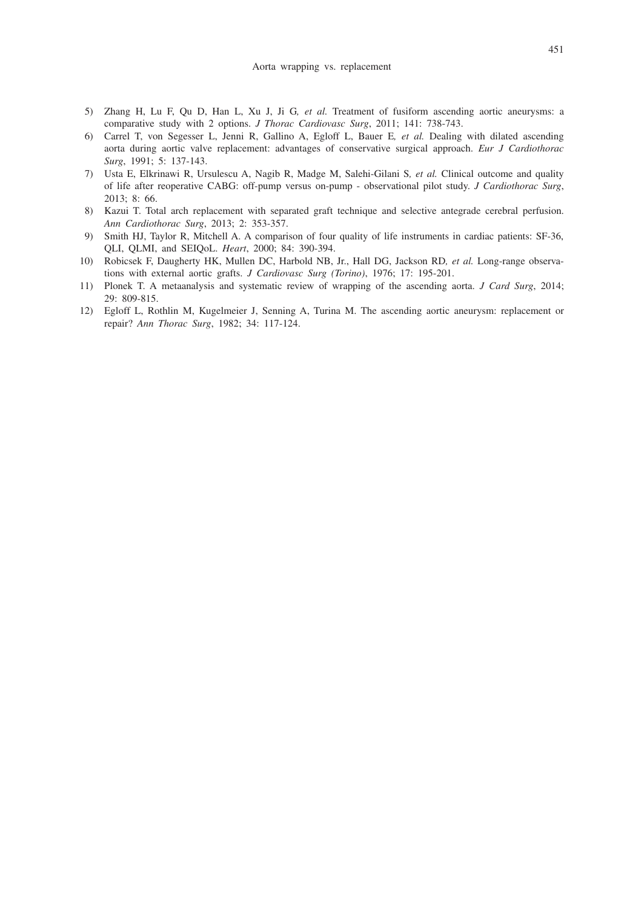5) Zhang H, Lu F, Qu D, Han L, Xu J, Ji G*, et al.* Treatment of fusiform ascending aortic aneurysms: a comparative study with 2 options. *J Thorac Cardiovasc Surg*, 2011; 141: 738-743.
6) Carrel T, von Segesser L, Jenni R, Gallino A, Egloff L, Bauer E*, et al.* Dealing with dilated ascending aorta during aortic valve replacement: advantages of conservative surgical approach. *Eur J Cardiothorac Surg*, 1991; 5: 137-143.
7) Usta E, Elkrinawi R, Ursulescu A, Nagib R, Madge M, Salehi-Gilani S*, et al.* Clinical outcome and quality of life after reoperative CABG: off-pump versus on-pump - observational pilot study. *J Cardiothorac Surg*, 2013; 8: 66.
8) Kazui T. Total arch replacement with separated graft technique and selective antegrade cerebral perfusion. *Ann Cardiothorac Surg*, 2013; 2: 353-357.
9) Smith HJ, Taylor R, Mitchell A. A comparison of four quality of life instruments in cardiac patients: SF-36, QLI, QLMI, and SEIQoL. *Heart*, 2000; 84: 390-394.
10) Robicsek F, Daugherty HK, Mullen DC, Harbold NB, Jr., Hall DG, Jackson RD*, et al.* Long-range observations with external aortic grafts. *J Cardiovasc Surg (Torino)*, 1976; 17: 195-201.
11) Plonek T. A metaanalysis and systematic review of wrapping of the ascending aorta. *J Card Surg*, 2014; 29: 809-815.
12) Egloff L, Rothlin M, Kugelmeier J, Senning A, Turina M. The ascending aortic aneurysm: replacement or repair? *Ann Thorac Surg*, 1982; 34: 117-124.